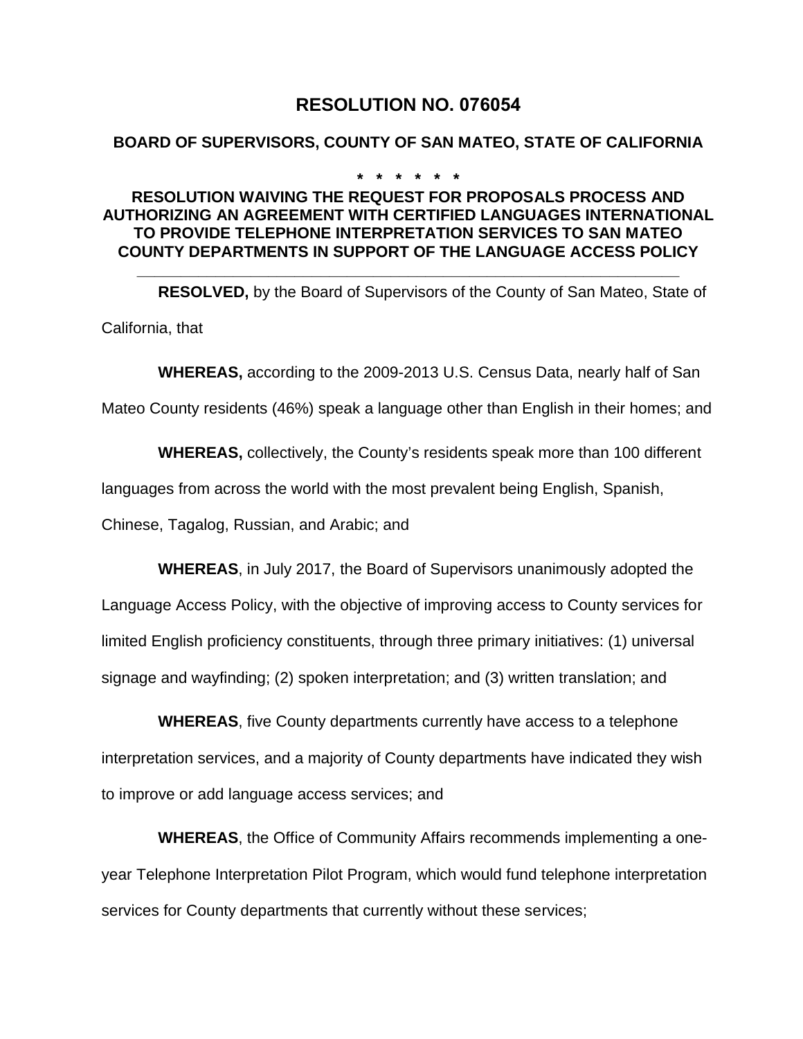# RESOLUTION NO. 076054

## BOARD OF SUPERVISORS, COUNTY OF SAN MATEO, STATE OF CALIFORNIA

**\* \* \* \* \* \***

### RESOLUTION WAIVING THE REQUEST FOR PROPOSALS PROCESS AND AUTHORIZING AN AGREEMENT WITH CERTIFIED LANGUAGES INTERNATIONAL TO PROVIDE TELEPHONE INTERPRETATION SERVICES TO SAN MATEO COUNTY DEPARTMENTS IN SUPPORT OF THE LANGUAGE ACCESS POLICY

---

**RESOLVED,** by the Board of Supervisors of the County of San Mateo, State of California, that

**WHEREAS,** according to the 2009-2013 U.S. Census Data, nearly half of San Mateo County residents (46%) speak a language other than English in their homes; and

**WHEREAS,** collectively, the County's residents speak more than 100 different languages from across the world with the most prevalent being English, Spanish, Chinese, Tagalog, Russian, and Arabic; and

**WHEREAS**, in July 2017, the Board of Supervisors unanimously adopted the Language Access Policy, with the objective of improving access to County services for limited English proficiency constituents, through three primary initiatives: (1) universal signage and wayfinding; (2) spoken interpretation; and (3) written translation; and

**WHEREAS**, five County departments currently have access to a telephone interpretation services, and a majority of County departments have indicated they wish to improve or add language access services; and

**WHEREAS**, the Office of Community Affairs recommends implementing a one-year Telephone Interpretation Pilot Program, which would fund telephone interpretation services for County departments that currently without these services;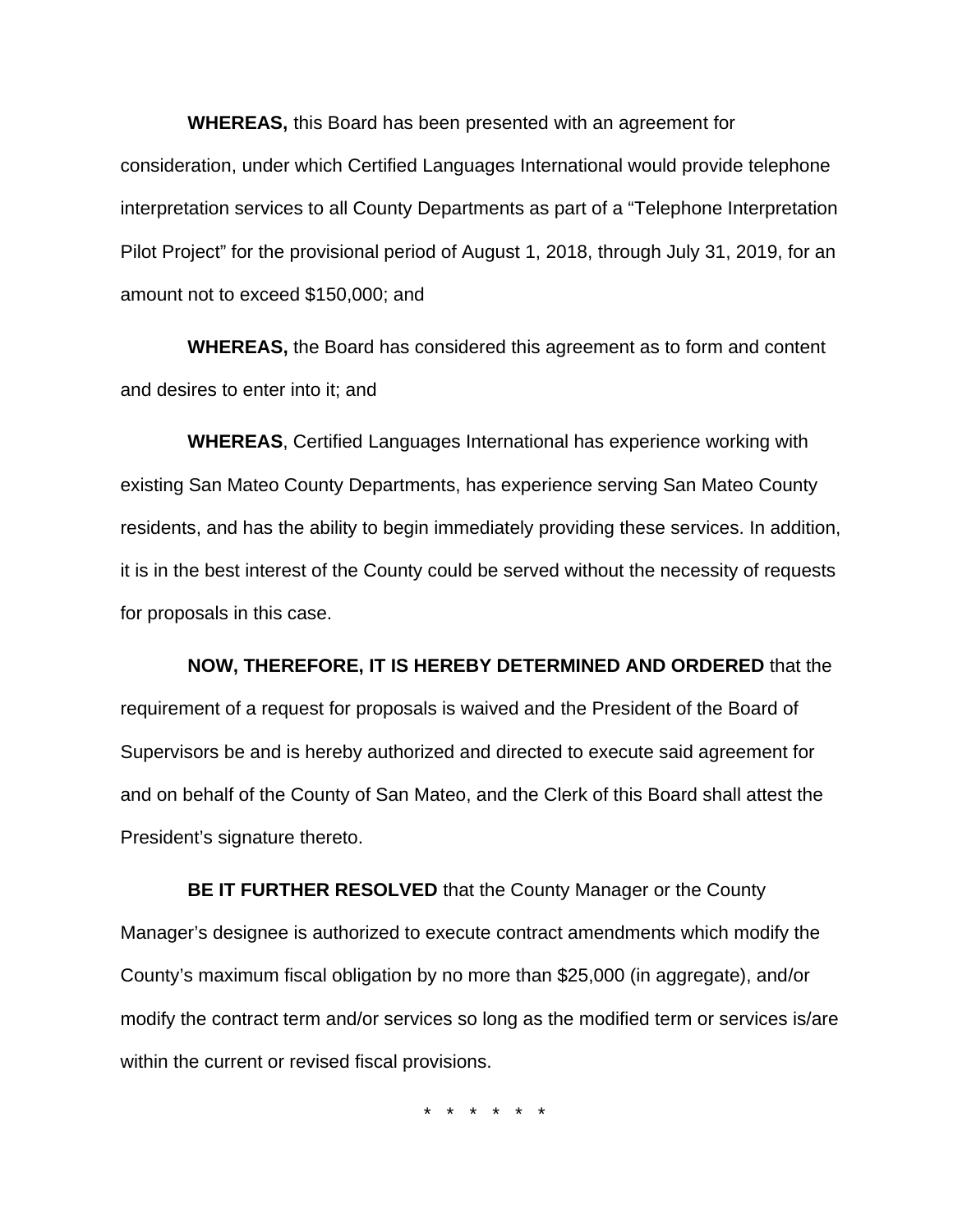**WHEREAS,** this Board has been presented with an agreement for consideration, under which Certified Languages International would provide telephone interpretation services to all County Departments as part of a “Telephone Interpretation Pilot Project” for the provisional period of August 1, 2018, through July 31, 2019, for an amount not to exceed $150,000; and

**WHEREAS,** the Board has considered this agreement as to form and content and desires to enter into it; and

**WHEREAS**, Certified Languages International has experience working with existing San Mateo County Departments, has experience serving San Mateo County residents, and has the ability to begin immediately providing these services. In addition, it is in the best interest of the County could be served without the necessity of requests for proposals in this case.

**NOW, THEREFORE, IT IS HEREBY DETERMINED AND ORDERED** that the requirement of a request for proposals is waived and the President of the Board of Supervisors be and is hereby authorized and directed to execute said agreement for and on behalf of the County of San Mateo, and the Clerk of this Board shall attest the President’s signature thereto.

**BE IT FURTHER RESOLVED** that the County Manager or the County Manager’s designee is authorized to execute contract amendments which modify the County’s maximum fiscal obligation by no more than $25,000 (in aggregate), and/or modify the contract term and/or services so long as the modified term or services is/are within the current or revised fiscal provisions.

* * * * * *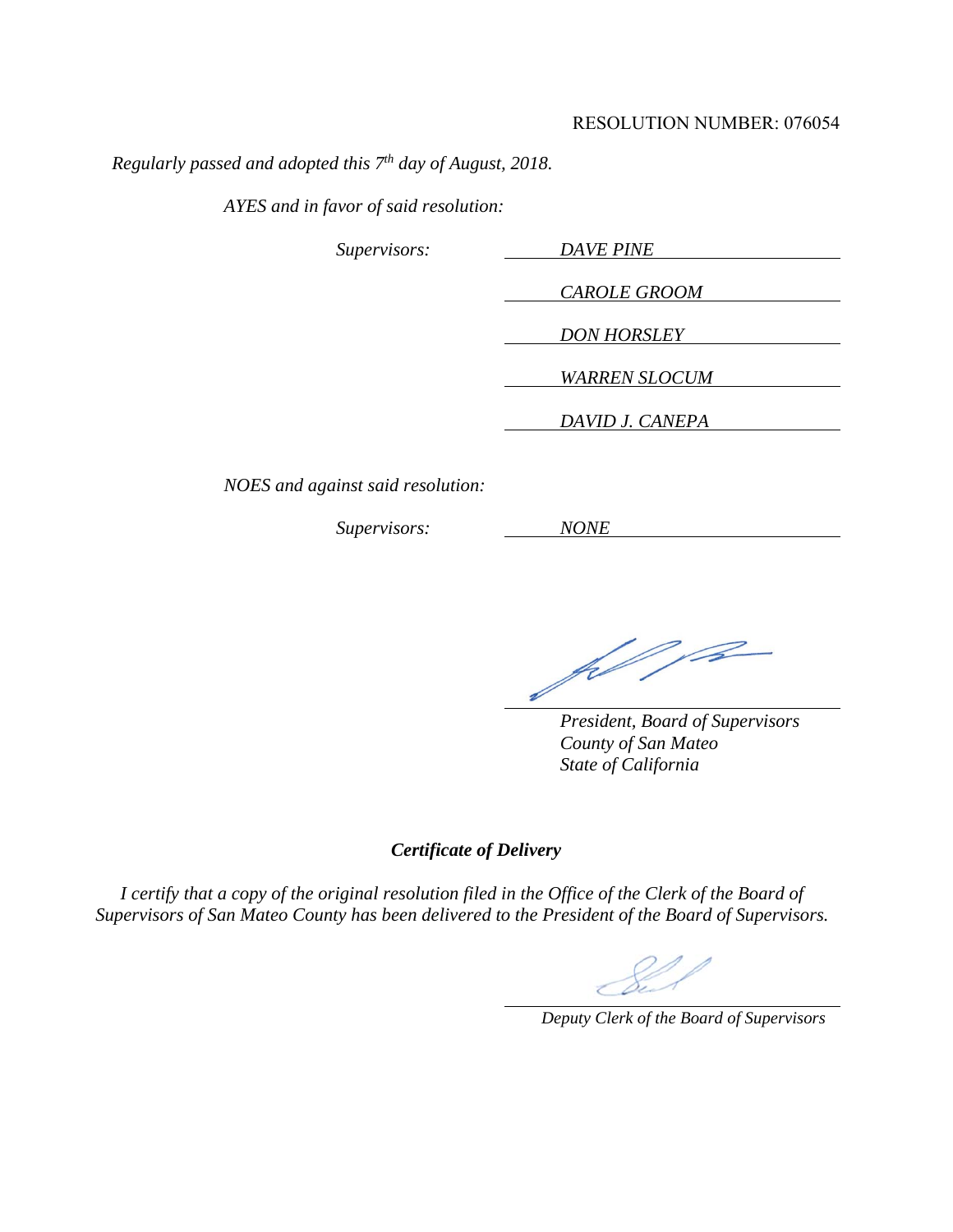RESOLUTION NUMBER: 076054

*Regularly passed and adopted this 7th day of August, 2018.*

*AYES and in favor of said resolution:*

*Supervisors:* *DAVE PINE*

*CAROLE GROOM*

*DON HORSLEY*

*WARREN SLOCUM*

*DAVID J. CANEPA*

*NOES and against said resolution:*

*Supervisors:* *NONE*

*President, Board of Supervisors*
*County of San Mateo*
*State of California*

***Certificate of Delivery***

*I certify that a copy of the original resolution filed in the Office of the Clerk of the Board of Supervisors of San Mateo County has been delivered to the President of the Board of Supervisors.*

*Deputy Clerk of the Board of Supervisors*